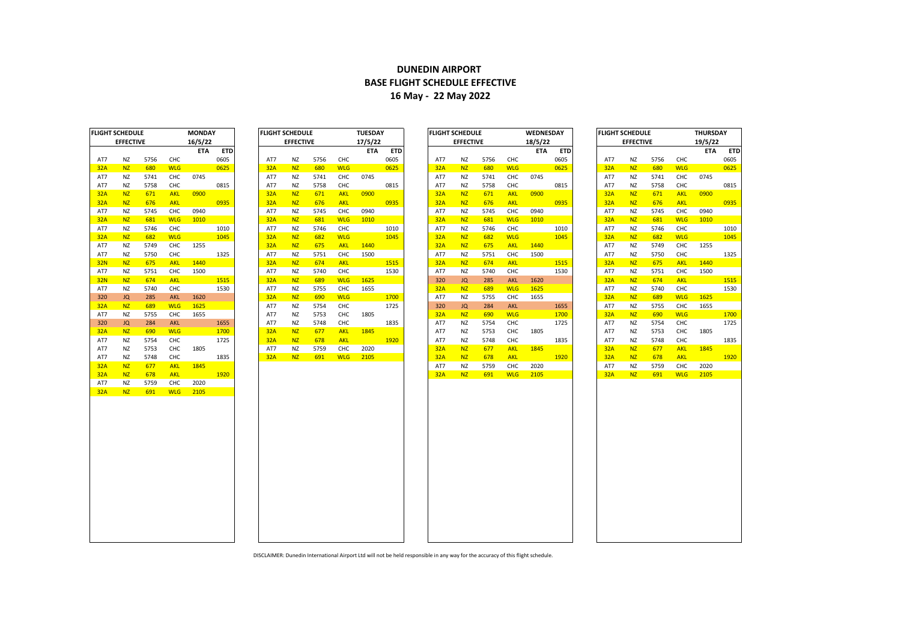# DUNEDIN AIRPORT
## BASE FLIGHT SCHEDULE EFFECTIVE
## 16 May - 22 May 2022

| FLIGHT SCHEDULE | | | | MONDAY | |
|---|---|---|---|---|---|
| EFFECTIVE | | | | 16/5/22 | |
| | | | | ETA | ETD |
| AT7 | NZ | 5756 | CHC | | 0605 |
| 32A | NZ | 680 | WLG | | 0625 |
| AT7 | NZ | 5741 | CHC | 0745 | |
| AT7 | NZ | 5758 | CHC | | 0815 |
| 32A | NZ | 671 | AKL | 0900 | |
| 32A | NZ | 676 | AKL | | 0935 |
| AT7 | NZ | 5745 | CHC | 0940 | |
| 32A | NZ | 681 | WLG | 1010 | |
| AT7 | NZ | 5746 | CHC | | 1010 |
| 32A | NZ | 682 | WLG | | 1045 |
| AT7 | NZ | 5749 | CHC | 1255 | |
| AT7 | NZ | 5750 | CHC | | 1325 |
| 32N | NZ | 675 | AKL | 1440 | |
| AT7 | NZ | 5751 | CHC | 1500 | |
| 32N | NZ | 674 | AKL | | 1515 |
| AT7 | NZ | 5740 | CHC | | 1530 |
| 320 | JQ | 285 | AKL | 1620 | |
| 32A | NZ | 689 | WLG | 1625 | |
| AT7 | NZ | 5755 | CHC | 1655 | |
| 320 | JQ | 284 | AKL | | 1655 |
| 32A | NZ | 690 | WLG | | 1700 |
| AT7 | NZ | 5754 | CHC | | 1725 |
| AT7 | NZ | 5753 | CHC | 1805 | |
| AT7 | NZ | 5748 | CHC | | 1835 |
| 32A | NZ | 677 | AKL | 1845 | |
| 32A | NZ | 678 | AKL | | 1920 |
| AT7 | NZ | 5759 | CHC | 2020 | |
| 32A | NZ | 691 | WLG | 2105 | |

| FLIGHT SCHEDULE | | | | TUESDAY | |
|---|---|---|---|---|---|
| EFFECTIVE | | | | 17/5/22 | |
| | | | | ETA | ETD |
| AT7 | NZ | 5756 | CHC | | 0605 |
| 32A | NZ | 680 | WLG | | 0625 |
| AT7 | NZ | 5741 | CHC | 0745 | |
| AT7 | NZ | 5758 | CHC | | 0815 |
| 32A | NZ | 671 | AKL | 0900 | |
| 32A | NZ | 676 | AKL | | 0935 |
| AT7 | NZ | 5745 | CHC | 0940 | |
| 32A | NZ | 681 | WLG | 1010 | |
| AT7 | NZ | 5746 | CHC | | 1010 |
| 32A | NZ | 682 | WLG | | 1045 |
| 32A | NZ | 675 | AKL | 1440 | |
| AT7 | NZ | 5751 | CHC | 1500 | |
| 32A | NZ | 674 | AKL | | 1515 |
| AT7 | NZ | 5740 | CHC | | 1530 |
| 32A | NZ | 689 | WLG | 1625 | |
| AT7 | NZ | 5755 | CHC | 1655 | |
| 32A | NZ | 690 | WLG | | 1700 |
| AT7 | NZ | 5754 | CHC | | 1725 |
| AT7 | NZ | 5753 | CHC | 1805 | |
| AT7 | NZ | 5748 | CHC | | 1835 |
| 32A | NZ | 677 | AKL | 1845 | |
| 32A | NZ | 678 | AKL | | 1920 |
| AT7 | NZ | 5759 | CHC | 2020 | |
| 32A | NZ | 691 | WLG | 2105 | |

| FLIGHT SCHEDULE | | | | WEDNESDAY | |
|---|---|---|---|---|---|
| EFFECTIVE | | | | 18/5/22 | |
| | | | | ETA | ETD |
| AT7 | NZ | 5756 | CHC | | 0605 |
| 32A | NZ | 680 | WLG | | 0625 |
| AT7 | NZ | 5741 | CHC | 0745 | |
| AT7 | NZ | 5758 | CHC | | 0815 |
| 32A | NZ | 671 | AKL | 0900 | |
| 32A | NZ | 676 | AKL | | 0935 |
| AT7 | NZ | 5745 | CHC | 0940 | |
| 32A | NZ | 681 | WLG | 1010 | |
| AT7 | NZ | 5746 | CHC | | 1010 |
| 32A | NZ | 682 | WLG | | 1045 |
| 32A | NZ | 675 | AKL | 1440 | |
| AT7 | NZ | 5751 | CHC | 1500 | |
| 32A | NZ | 674 | AKL | | 1515 |
| AT7 | NZ | 5740 | CHC | | 1530 |
| 320 | JQ | 285 | AKL | 1620 | |
| 32A | NZ | 689 | WLG | 1625 | |
| AT7 | NZ | 5755 | CHC | 1655 | |
| 320 | JQ | 284 | AKL | | 1655 |
| 32A | NZ | 690 | WLG | | 1700 |
| AT7 | NZ | 5754 | CHC | | 1725 |
| AT7 | NZ | 5753 | CHC | 1805 | |
| AT7 | NZ | 5748 | CHC | | 1835 |
| 32A | NZ | 677 | AKL | 1845 | |
| 32A | NZ | 678 | AKL | | 1920 |
| AT7 | NZ | 5759 | CHC | 2020 | |
| 32A | NZ | 691 | WLG | 2105 | |

| FLIGHT SCHEDULE | | | | THURSDAY | |
|---|---|---|---|---|---|
| EFFECTIVE | | | | 19/5/22 | |
| | | | | ETA | ETD |
| AT7 | NZ | 5756 | CHC | | 0605 |
| 32A | NZ | 680 | WLG | | 0625 |
| AT7 | NZ | 5741 | CHC | 0745 | |
| AT7 | NZ | 5758 | CHC | | 0815 |
| 32A | NZ | 671 | AKL | 0900 | |
| 32A | NZ | 676 | AKL | | 0935 |
| AT7 | NZ | 5745 | CHC | 0940 | |
| 32A | NZ | 681 | WLG | 1010 | |
| AT7 | NZ | 5746 | CHC | | 1010 |
| 32A | NZ | 682 | WLG | | 1045 |
| AT7 | NZ | 5749 | CHC | 1255 | |
| AT7 | NZ | 5750 | CHC | | 1325 |
| 32A | NZ | 675 | AKL | 1440 | |
| AT7 | NZ | 5751 | CHC | 1500 | |
| 32A | NZ | 674 | AKL | | 1515 |
| AT7 | NZ | 5740 | CHC | | 1530 |
| 32A | NZ | 689 | WLG | 1625 | |
| AT7 | NZ | 5755 | CHC | 1655 | |
| 32A | NZ | 690 | WLG | | 1700 |
| AT7 | NZ | 5754 | CHC | | 1725 |
| AT7 | NZ | 5753 | CHC | 1805 | |
| AT7 | NZ | 5748 | CHC | | 1835 |
| 32A | NZ | 677 | AKL | 1845 | |
| 32A | NZ | 678 | AKL | | 1920 |
| AT7 | NZ | 5759 | CHC | 2020 | |
| 32A | NZ | 691 | WLG | 2105 | |

DISCLAIMER: Dunedin International Airport Ltd will not be held responsible in any way for the accuracy of this flight schedule.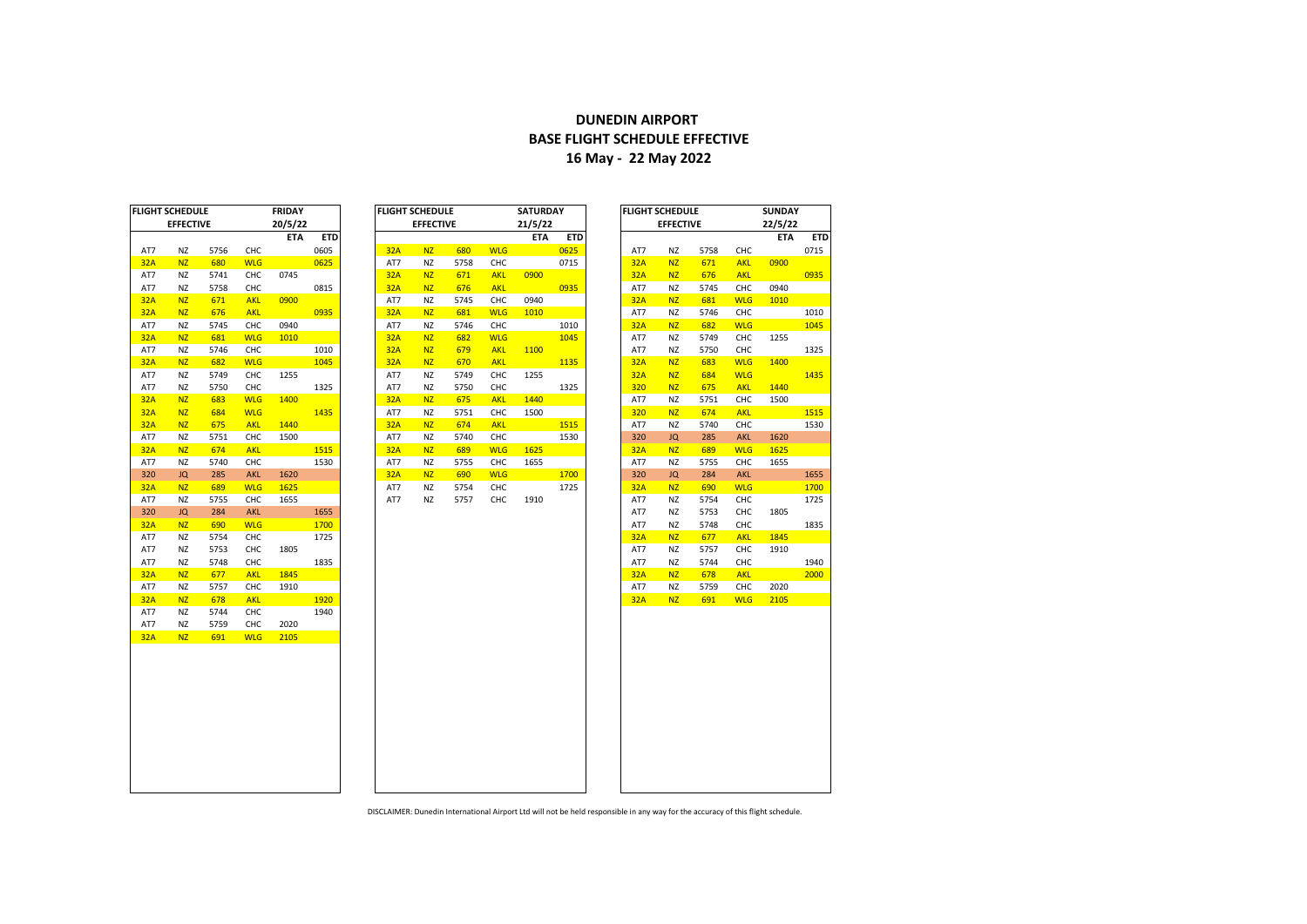# DUNEDIN AIRPORT
## BASE FLIGHT SCHEDULE EFFECTIVE
## 16 May - 22 May 2022

| FLIGHT SCHEDULE | | | | FRIDAY | |
|---|---|---|---|---|---|
| EFFECTIVE | | | | 20/5/22 | |
| | | | | ETA | ETD |
| AT7 | NZ | 5756 | CHC | | 0605 |
| 32A | NZ | 680 | WLG | | 0625 |
| AT7 | NZ | 5741 | CHC | 0745 | |
| AT7 | NZ | 5758 | CHC | | 0815 |
| 32A | NZ | 671 | AKL | 0900 | |
| 32A | NZ | 676 | AKL | | 0935 |
| AT7 | NZ | 5745 | CHC | 0940 | |
| 32A | NZ | 681 | WLG | 1010 | |
| AT7 | NZ | 5746 | CHC | | 1010 |
| 32A | NZ | 682 | WLG | | 1045 |
| AT7 | NZ | 5749 | CHC | 1255 | |
| AT7 | NZ | 5750 | CHC | | 1325 |
| 32A | NZ | 683 | WLG | 1400 | |
| 32A | NZ | 684 | WLG | | 1435 |
| 32A | NZ | 675 | AKL | 1440 | |
| AT7 | NZ | 5751 | CHC | 1500 | |
| 32A | NZ | 674 | AKL | | 1515 |
| AT7 | NZ | 5740 | CHC | | 1530 |
| 320 | JQ | 285 | AKL | 1620 | |
| 32A | NZ | 689 | WLG | 1625 | |
| AT7 | NZ | 5755 | CHC | 1655 | |
| 320 | JQ | 284 | AKL | | 1655 |
| 32A | NZ | 690 | WLG | | 1700 |
| AT7 | NZ | 5754 | CHC | | 1725 |
| AT7 | NZ | 5753 | CHC | 1805 | |
| AT7 | NZ | 5748 | CHC | | 1835 |
| 32A | NZ | 677 | AKL | 1845 | |
| AT7 | NZ | 5757 | CHC | 1910 | |
| 32A | NZ | 678 | AKL | | 1920 |
| AT7 | NZ | 5744 | CHC | | 1940 |
| AT7 | NZ | 5759 | CHC | 2020 | |
| 32A | NZ | 691 | WLG | 2105 | |

| FLIGHT SCHEDULE | | | | SATURDAY | |
|---|---|---|---|---|---|
| EFFECTIVE | | | | 21/5/22 | |
| | | | | ETA | ETD |
| 32A | NZ | 680 | WLG | | 0625 |
| AT7 | NZ | 5758 | CHC | | 0715 |
| 32A | NZ | 671 | AKL | 0900 | |
| 32A | NZ | 676 | AKL | | 0935 |
| AT7 | NZ | 5745 | CHC | 0940 | |
| 32A | NZ | 681 | WLG | 1010 | |
| AT7 | NZ | 5746 | CHC | | 1010 |
| 32A | NZ | 682 | WLG | | 1045 |
| 32A | NZ | 679 | AKL | 1100 | |
| 32A | NZ | 670 | AKL | | 1135 |
| AT7 | NZ | 5749 | CHC | 1255 | |
| AT7 | NZ | 5750 | CHC | | 1325 |
| 32A | NZ | 675 | AKL | 1440 | |
| AT7 | NZ | 5751 | CHC | 1500 | |
| 32A | NZ | 674 | AKL | | 1515 |
| AT7 | NZ | 5740 | CHC | | 1530 |
| 32A | NZ | 689 | WLG | 1625 | |
| AT7 | NZ | 5755 | CHC | 1655 | |
| 32A | NZ | 690 | WLG | | 1700 |
| AT7 | NZ | 5754 | CHC | | 1725 |
| AT7 | NZ | 5757 | CHC | 1910 | |

| FLIGHT SCHEDULE | | | | SUNDAY | |
|---|---|---|---|---|---|
| EFFECTIVE | | | | 22/5/22 | |
| | | | | ETA | ETD |
| AT7 | NZ | 5758 | CHC | | 0715 |
| 32A | NZ | 671 | AKL | 0900 | |
| 32A | NZ | 676 | AKL | | 0935 |
| AT7 | NZ | 5745 | CHC | 0940 | |
| 32A | NZ | 681 | WLG | 1010 | |
| AT7 | NZ | 5746 | CHC | | 1010 |
| 32A | NZ | 682 | WLG | | 1045 |
| AT7 | NZ | 5749 | CHC | 1255 | |
| AT7 | NZ | 5750 | CHC | | 1325 |
| 32A | NZ | 683 | WLG | 1400 | |
| 32A | NZ | 684 | WLG | | 1435 |
| 320 | NZ | 675 | AKL | 1440 | |
| AT7 | NZ | 5751 | CHC | 1500 | |
| 320 | NZ | 674 | AKL | | 1515 |
| AT7 | NZ | 5740 | CHC | | 1530 |
| 320 | JQ | 285 | AKL | 1620 | |
| 32A | NZ | 689 | WLG | 1625 | |
| AT7 | NZ | 5755 | CHC | 1655 | |
| 320 | JQ | 284 | AKL | | 1655 |
| 32A | NZ | 690 | WLG | | 1700 |
| AT7 | NZ | 5754 | CHC | | 1725 |
| AT7 | NZ | 5753 | CHC | 1805 | |
| AT7 | NZ | 5748 | CHC | | 1835 |
| 32A | NZ | 677 | AKL | 1845 | |
| AT7 | NZ | 5757 | CHC | 1910 | |
| AT7 | NZ | 5744 | CHC | | 1940 |
| 32A | NZ | 678 | AKL | | 2000 |
| AT7 | NZ | 5759 | CHC | 2020 | |
| 32A | NZ | 691 | WLG | 2105 | |

DISCLAIMER: Dunedin International Airport Ltd will not be held responsible in any way for the accuracy of this flight schedule.